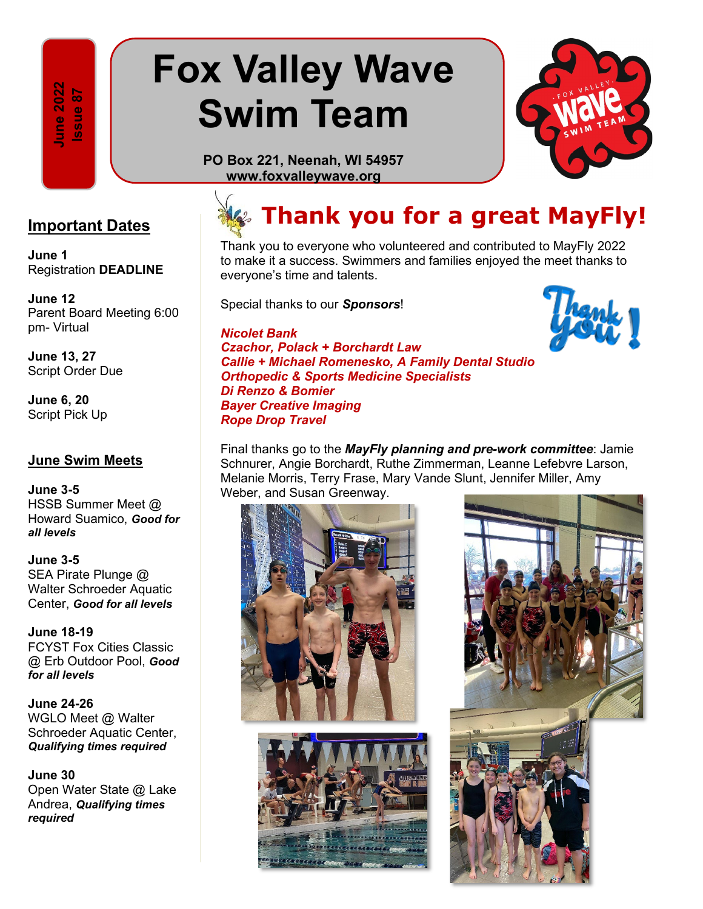June 2022
Issue 87

# Fox Valley Wave Swim Team

**PO Box 221, Neenah, WI 54957**
**www.foxvalleywave.org**

## Important Dates

**June 1**
Registration **DEADLINE**

**June 12**
Parent Board Meeting 6:00 pm- Virtual

**June 13, 27**
Script Order Due

**June 6, 20**
Script Pick Up

## June Swim Meets

**June 3-5**
HSSB Summer Meet @ Howard Suamico, ***Good for all levels***

**June 3-5**
SEA Pirate Plunge @ Walter Schroeder Aquatic Center, ***Good for all levels***

**June 18-19**
FCYST Fox Cities Classic @ Erb Outdoor Pool, ***Good for all levels***

**June 24-26**
WGLO Meet @ Walter Schroeder Aquatic Center, ***Qualifying times required***

**June 30**
Open Water State @ Lake Andrea, ***Qualifying times required***

## Thank you for a great MayFly!

Thank you to everyone who volunteered and contributed to MayFly 2022 to make it a success. Swimmers and families enjoyed the meet thanks to everyone's time and talents.

Special thanks to our ***Sponsors***!

***Nicolet Bank***
***Czachor, Polack + Borchardt Law***
***Callie + Michael Romenesko, A Family Dental Studio***
***Orthopedic & Sports Medicine Specialists***
***Di Renzo & Bomier***
***Bayer Creative Imaging***
***Rope Drop Travel***

Final thanks go to the ***MayFly planning and pre-work committee***: Jamie Schnurer, Angie Borchardt, Ruthe Zimmerman, Leanne Lefebvre Larson, Melanie Morris, Terry Frase, Mary Vande Slunt, Jennifer Miller, Amy Weber, and Susan Greenway.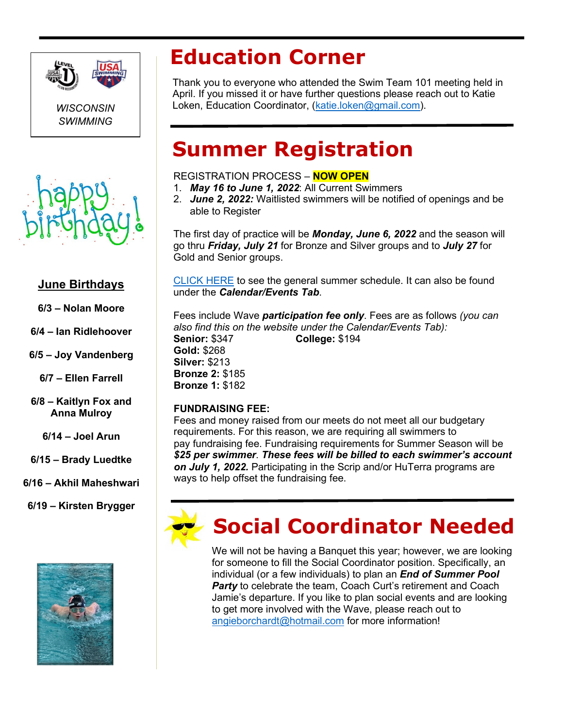WISCONSIN SWIMMING

## June Birthdays

**6/3 – Nolan Moore**

**6/4 – Ian Ridlehoover**

**6/5 – Joy Vandenberg**

**6/7 – Ellen Farrell**

**6/8 – Kaitlyn Fox and Anna Mulroy**

**6/14 – Joel Arun**

**6/15 – Brady Luedtke**

**6/16 – Akhil Maheshwari**

**6/19 – Kirsten Brygger**

# Education Corner

Thank you to everyone who attended the Swim Team 101 meeting held in April. If you missed it or have further questions please reach out to Katie Loken, Education Coordinator, (katie.loken@gmail.com).

# Summer Registration

REGISTRATION PROCESS – **NOW OPEN**

1. ***May 16 to June 1, 2022***: All Current Swimmers
2. ***June 2, 2022:*** Waitlisted swimmers will be notified of openings and be able to Register

The first day of practice will be ***Monday, June 6, 2022*** and the season will go thru ***Friday, July 21*** for Bronze and Silver groups and to ***July 27*** for Gold and Senior groups.

CLICK HERE to see the general summer schedule. It can also be found under the ***Calendar/Events Tab***.

Fees include Wave ***participation fee only***. Fees are as follows *(you can also find this on the website under the Calendar/Events Tab):*

**Senior:** $347
**Gold:** $268
**Silver:** $213
**Bronze 2:** $185
**Bronze 1:** $182
**College:** $194

**FUNDRAISING FEE:**
Fees and money raised from our meets do not meet all our budgetary requirements. For this reason, we are requiring all swimmers to pay fundraising fee. Fundraising requirements for Summer Season will be ***$25 per swimmer***. ***These fees will be billed to each swimmer's account on July 1, 2022.*** Participating in the Scrip and/or HuTerra programs are ways to help offset the fundraising fee.

# Social Coordinator Needed

We will not be having a Banquet this year; however, we are looking for someone to fill the Social Coordinator position. Specifically, an individual (or a few individuals) to plan an ***End of Summer Pool Party*** to celebrate the team, Coach Curt's retirement and Coach Jamie's departure. If you like to plan social events and are looking to get more involved with the Wave, please reach out to angieborchardt@hotmail.com for more information!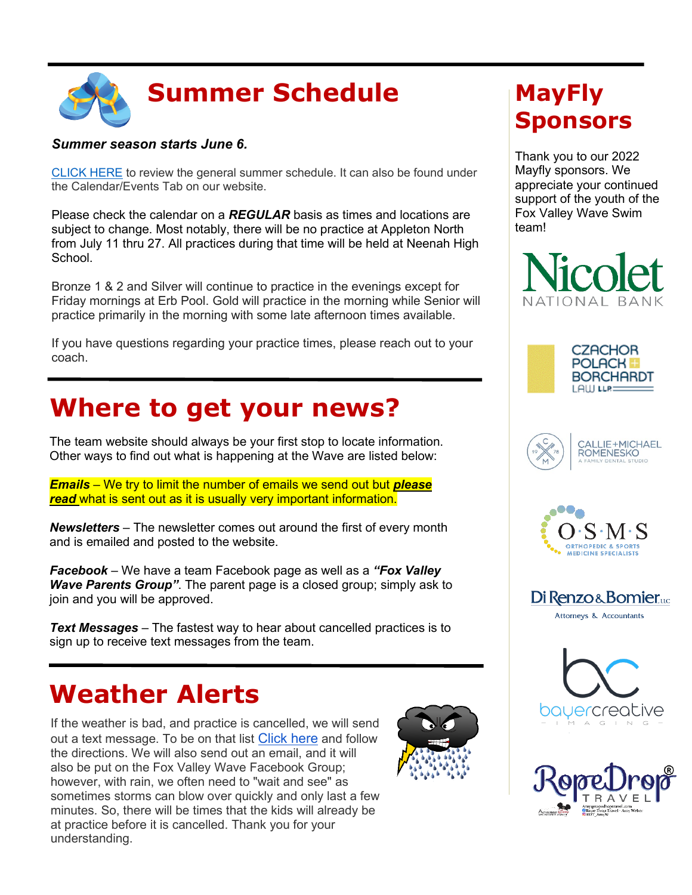# Summary Schedule

# Summer Schedule

***Summer season starts June 6.***

CLICK HERE to review the general summer schedule. It can also be found under the Calendar/Events Tab on our website.

Please check the calendar on a ***REGULAR*** basis as times and locations are subject to change. Most notably, there will be no practice at Appleton North from July 11 thru 27. All practices during that time will be held at Neenah High School.

Bronze 1 & 2 and Silver will continue to practice in the evenings except for Friday mornings at Erb Pool. Gold will practice in the morning while Senior will practice primarily in the morning with some late afternoon times available.

If you have questions regarding your practice times, please reach out to your coach.

# Where to get your news?

The team website should always be your first stop to locate information. Other ways to find out what is happening at the Wave are listed below:

***Emails*** – We try to limit the number of emails we send out but ***please read*** what is sent out as it is usually very important information.

***Newsletters*** – The newsletter comes out around the first of every month and is emailed and posted to the website.

***Facebook*** – We have a team Facebook page as well as a ***"Fox Valley Wave Parents Group"***. The parent page is a closed group; simply ask to join and you will be approved.

***Text Messages*** – The fastest way to hear about cancelled practices is to sign up to receive text messages from the team.

# Weather Alerts

If the weather is bad, and practice is cancelled, we will send out a text message. To be on that list Click here and follow the directions. We will also send out an email, and it will also be put on the Fox Valley Wave Facebook Group; however, with rain, we often need to "wait and see" as sometimes storms can blow over quickly and only last a few minutes. So, there will be times that the kids will already be at practice before it is cancelled. Thank you for your understanding.

# MayFly Sponsors

Thank you to our 2022 Mayfly sponsors. We appreciate your continued support of the youth of the Fox Valley Wave Swim team!

Nicolet NATIONAL BANK

CZACHOR POLACK BORCHARDT LAW LLP

CALLIE+MICHAEL ROMENESKO A FAMILY DENTAL STUDIO

O·S·M·S ORTHOPEDIC & SPORTS MEDICINE SPECIALISTS

Di Renzo & Bomier LLC Attorneys & Accountants

bauercreative IMAGING

RopeDrop TRAVEL

# Summer Schedule

***Summer season starts June 6.***

CLICK HERE to review the general summer schedule. It can also be found under the Calendar/Events Tab on our website.

Please check the calendar on a ***REGULAR*** basis as times and locations are subject to change. Most notably, there will be no practice at Appleton North from July 11 thru 27. All practices during that time will be held at Neenah High School.

Bronze 1 & 2 and Silver will continue to practice in the evenings except for Friday mornings at Erb Pool. Gold will practice in the morning while Senior will practice primarily in the morning with some late afternoon times available.

If you have questions regarding your practice times, please reach out to your coach.

# Where to get your news?

The team website should always be your first stop to locate information. Other ways to find out what is happening at the Wave are listed below:

***Emails*** – We try to limit the number of emails we send out but ***please read*** what is sent out as it is usually very important information.

***Newsletters*** – The newsletter comes out around the first of every month and is emailed and posted to the website.

***Facebook*** – We have a team Facebook page as well as a ***"Fox Valley Wave Parents Group"***. The parent page is a closed group; simply ask to join and you will be approved.

***Text Messages*** – The fastest way to hear about cancelled practices is to sign up to receive text messages from the team.

# Weather Alerts

If the weather is bad, and practice is cancelled, we will send out a text message. To be on that list Click here and follow the directions. We will also send out an email, and it will also be put on the Fox Valley Wave Facebook Group; however, with rain, we often need to "wait and see" as sometimes storms can blow over quickly and only last a few minutes. So, there will be times that the kids will already be at practice before it is cancelled. Thank you for your understanding.

# MayFly Sponsors

Thank you to our 2022 Mayfly sponsors. We appreciate your continued support of the youth of the Fox Valley Wave Swim team!

Nicolet NATIONAL BANK

CZACHOR POLACK BORCHARDT LAW LLP

CALLIE+MICHAEL ROMENESKO A FAMILY DENTAL STUDIO

O·S·M·S ORTHOPEDIC & SPORTS MEDICINE SPECIALISTS

Di Renzo & Bomier LLC Attorneys & Accountants

bauercreative IMAGING

RopeDrop TRAVEL